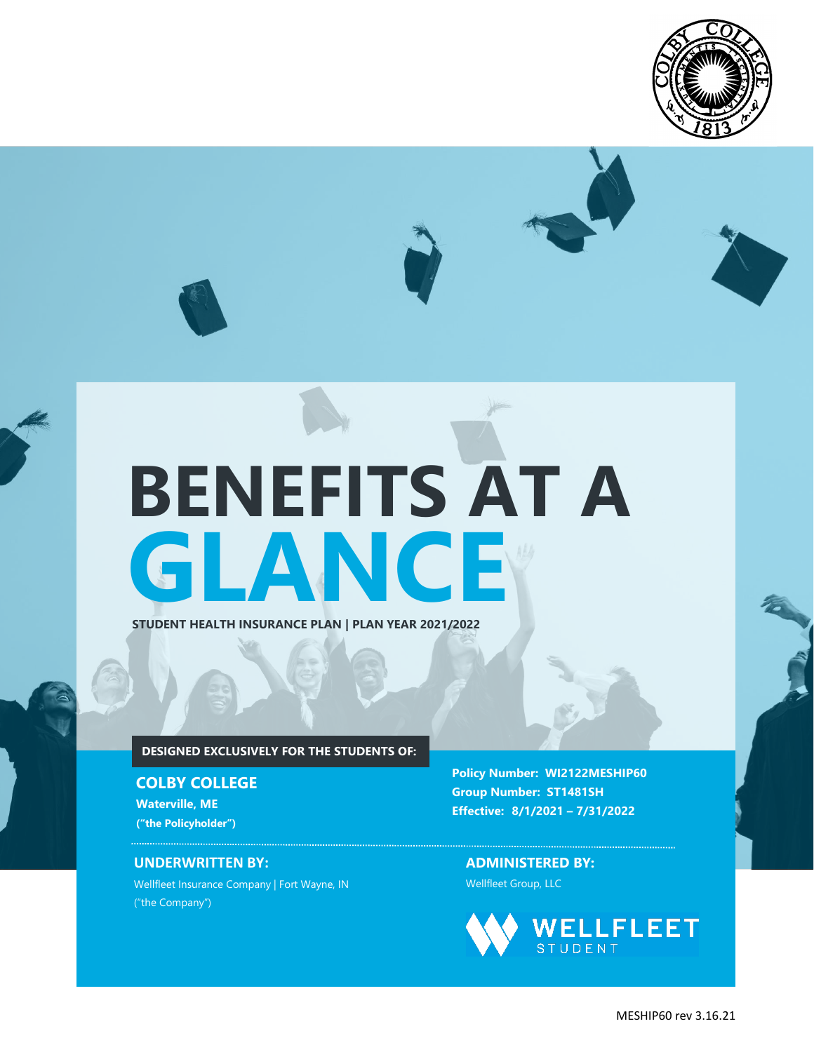# BENEFITS AT A GLANCE

**STUDENT HEALTH INSURANCE PLAN | PLAN YEAR 2021/2022**

**DESIGNED EXCLUSIVELY FOR THE STUDENTS OF:**

**COLBY COLLEGE**
**Waterville, ME**
**("the Policyholder")**

**Policy Number: WI2122MESHIP60**
**Group Number: ST1481SH**
**Effective: 8/1/2021 – 7/31/2022**

**UNDERWRITTEN BY:**

Wellfleet Insurance Company | Fort Wayne, IN
("the Company")

**ADMINISTERED BY:**

Wellfleet Group, LLC

MESHIP60 rev 3.16.21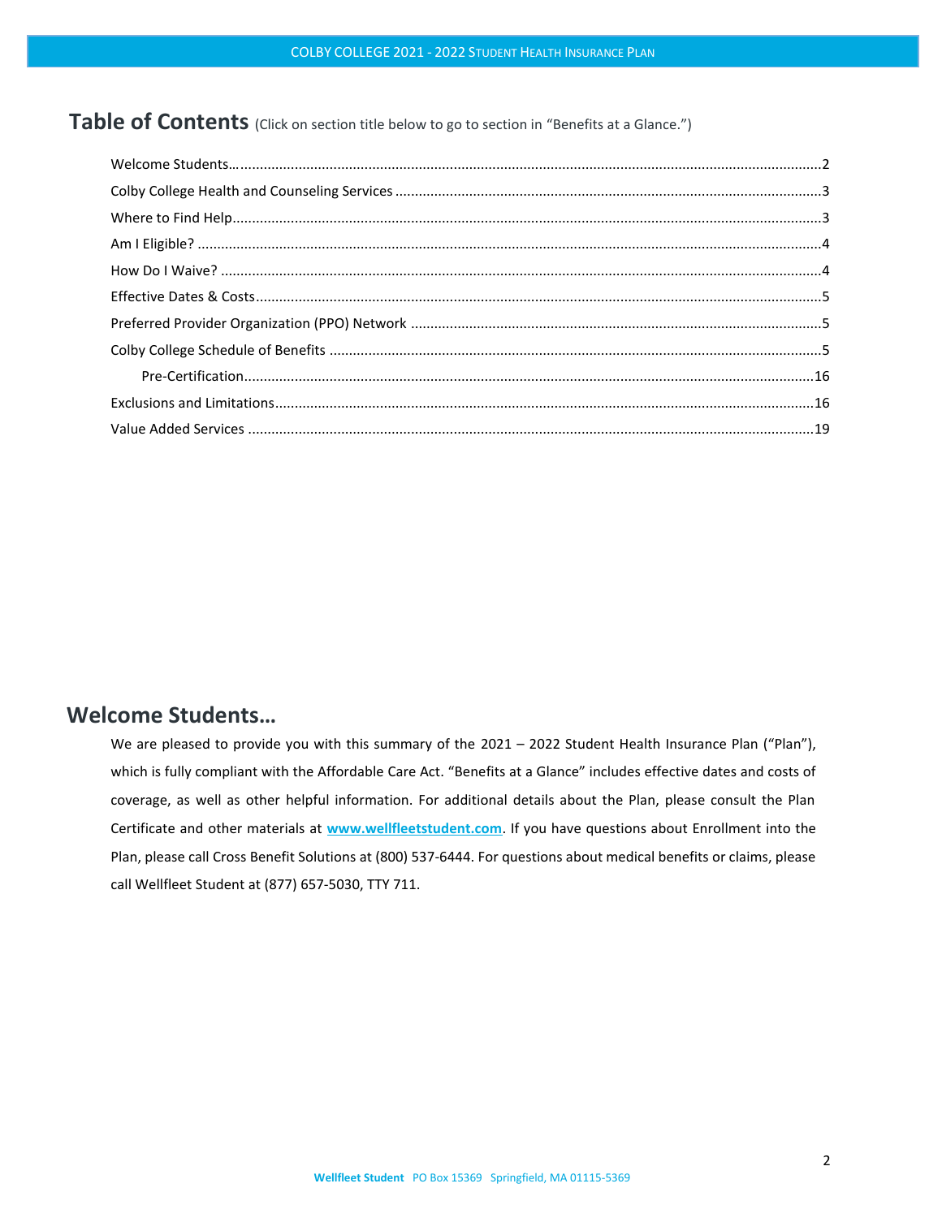## Table of Contents (Click on section title below to go to section in "Benefits at a Glance.")

Welcome Students…..........................................................................................................................................2

Colby College Health and Counseling Services ...............................................................................................3

Where to Find Help...........................................................................................................................................3

Am I Eligible? ......................................................................................................................................................4

How Do I Waive? ................................................................................................................................................4

Effective Dates & Costs......................................................................................................................................5

Preferred Provider Organization (PPO) Network ............................................................................................5

Colby College Schedule of Benefits ..................................................................................................................5

- Pre-Certification..........................................................................................................................................16

Exclusions and Limitations................................................................................................................................16

Value Added Services ........................................................................................................................................19

## Welcome Students…

We are pleased to provide you with this summary of the 2021 – 2022 Student Health Insurance Plan ("Plan"), which is fully compliant with the Affordable Care Act. "Benefits at a Glance" includes effective dates and costs of coverage, as well as other helpful information. For additional details about the Plan, please consult the Plan Certificate and other materials at **www.wellfleetstudent.com**. If you have questions about Enrollment into the Plan, please call Cross Benefit Solutions at (800) 537-6444. For questions about medical benefits or claims, please call Wellfleet Student at (877) 657-5030, TTY 711.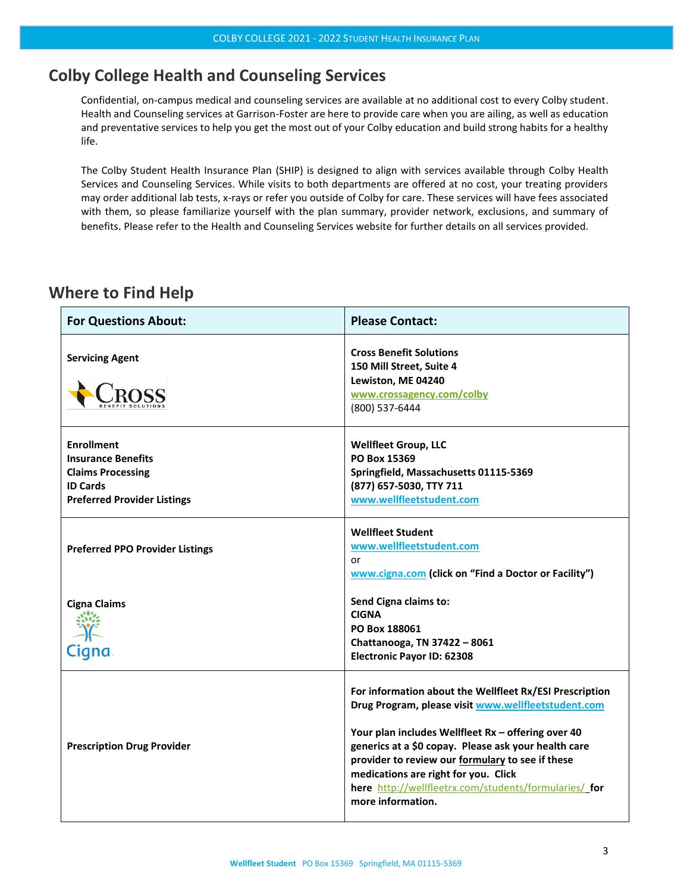## Colby College Health and Counseling Services

Confidential, on-campus medical and counseling services are available at no additional cost to every Colby student. Health and Counseling services at Garrison-Foster are here to provide care when you are ailing, as well as education and preventative services to help you get the most out of your Colby education and build strong habits for a healthy life.

The Colby Student Health Insurance Plan (SHIP) is designed to align with services available through Colby Health Services and Counseling Services. While visits to both departments are offered at no cost, your treating providers may order additional lab tests, x-rays or refer you outside of Colby for care. These services will have fees associated with them, so please familiarize yourself with the plan summary, provider network, exclusions, and summary of benefits. Please refer to the Health and Counseling Services website for further details on all services provided.

## Where to Find Help

| For Questions About: | Please Contact: |
|---|---|
| **Servicing Agent** | **Cross Benefit Solutions**<br>**150 Mill Street, Suite 4**<br>**Lewiston, ME 04240**<br>**www.crossagency.com/colby**<br>(800) 537-6444 |
| **Enrollment**<br>**Insurance Benefits**<br>**Claims Processing**<br>**ID Cards**<br>**Preferred Provider Listings** | **Wellfleet Group, LLC**<br>**PO Box 15369**<br>**Springfield, Massachusetts 01115-5369**<br>**(877) 657-5030, TTY 711**<br>**www.wellfleetstudent.com** |
| **Preferred PPO Provider Listings**<br><br>**Cigna Claims** | **Wellfleet Student**<br>**www.wellfleetstudent.com**<br>or<br>**www.cigna.com (click on "Find a Doctor or Facility")**<br><br>**Send Cigna claims to:**<br>**CIGNA**<br>**PO Box 188061**<br>**Chattanooga, TN 37422 – 8061**<br>**Electronic Payor ID: 62308** |
| **Prescription Drug Provider** | **For information about the Wellfleet Rx/ESI Prescription Drug Program, please visit www.wellfleetstudent.com**<br><br>**Your plan includes Wellfleet Rx – offering over 40 generics at a $0 copay. Please ask your health care provider to review our formulary to see if these medications are right for you. Click here http://wellfleetrx.com/students/formularies/ for more information.** |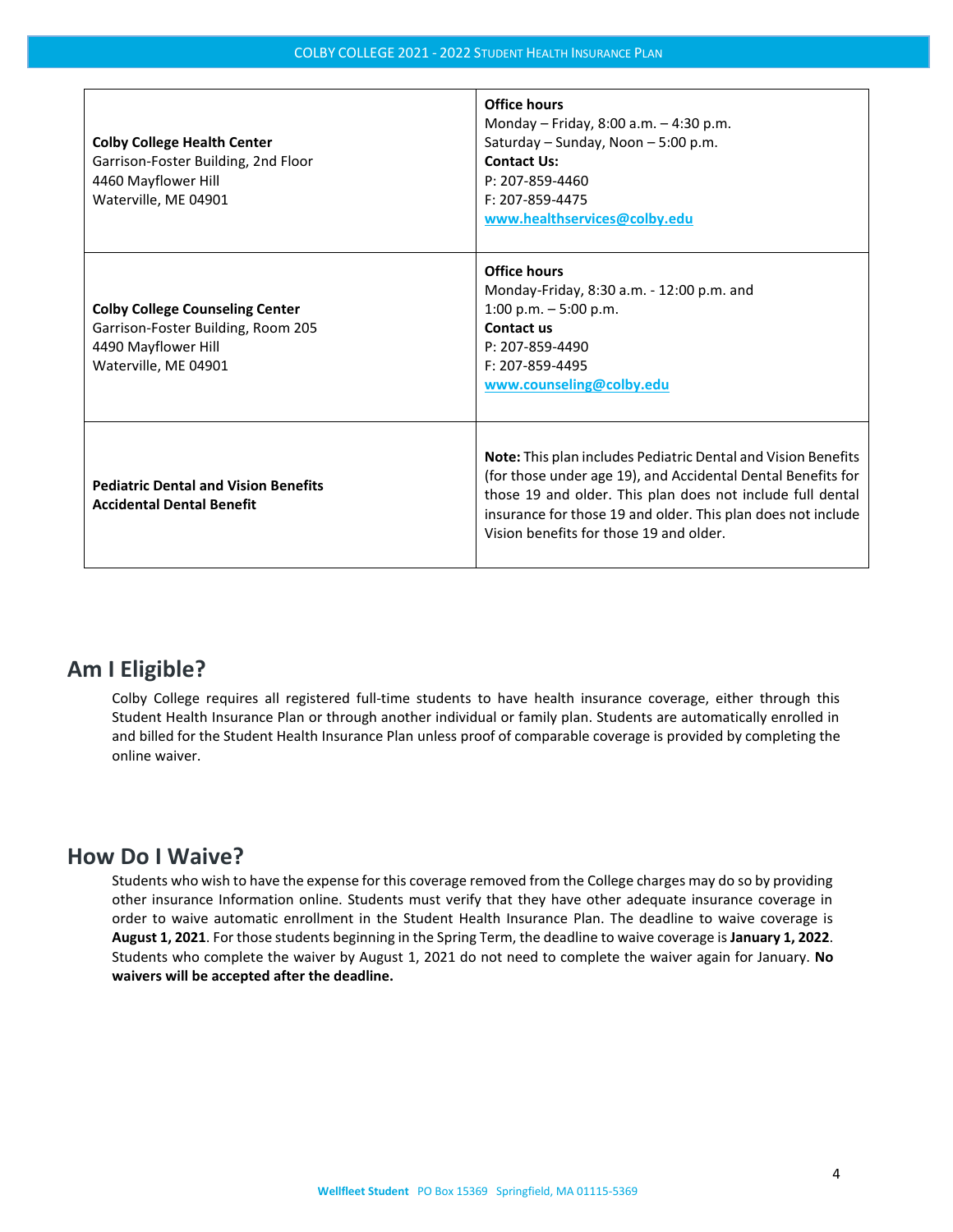| | |
|---|---|
| **Colby College Health Center**<br>Garrison-Foster Building, 2nd Floor<br>4460 Mayflower Hill<br>Waterville, ME 04901 | **Office hours**<br>Monday – Friday, 8:00 a.m. – 4:30 p.m.<br>Saturday – Sunday, Noon – 5:00 p.m.<br>**Contact Us:**<br>P: 207-859-4460<br>F: 207-859-4475<br>www.healthservices@colby.edu |
| **Colby College Counseling Center**<br>Garrison-Foster Building, Room 205<br>4490 Mayflower Hill<br>Waterville, ME 04901 | **Office hours**<br>Monday-Friday, 8:30 a.m. - 12:00 p.m. and<br>1:00 p.m. – 5:00 p.m.<br>**Contact us**<br>P: 207-859-4490<br>F: 207-859-4495<br>www.counseling@colby.edu |
| **Pediatric Dental and Vision Benefits**<br>**Accidental Dental Benefit** | **Note:** This plan includes Pediatric Dental and Vision Benefits (for those under age 19), and Accidental Dental Benefits for those 19 and older. This plan does not include full dental insurance for those 19 and older. This plan does not include Vision benefits for those 19 and older. |

## Am I Eligible?

Colby College requires all registered full-time students to have health insurance coverage, either through this Student Health Insurance Plan or through another individual or family plan. Students are automatically enrolled in and billed for the Student Health Insurance Plan unless proof of comparable coverage is provided by completing the online waiver.

## How Do I Waive?

Students who wish to have the expense for this coverage removed from the College charges may do so by providing other insurance Information online. Students must verify that they have other adequate insurance coverage in order to waive automatic enrollment in the Student Health Insurance Plan. The deadline to waive coverage is **August 1, 2021**. For those students beginning in the Spring Term, the deadline to waive coverage is **January 1, 2022**. Students who complete the waiver by August 1, 2021 do not need to complete the waiver again for January. **No waivers will be accepted after the deadline.**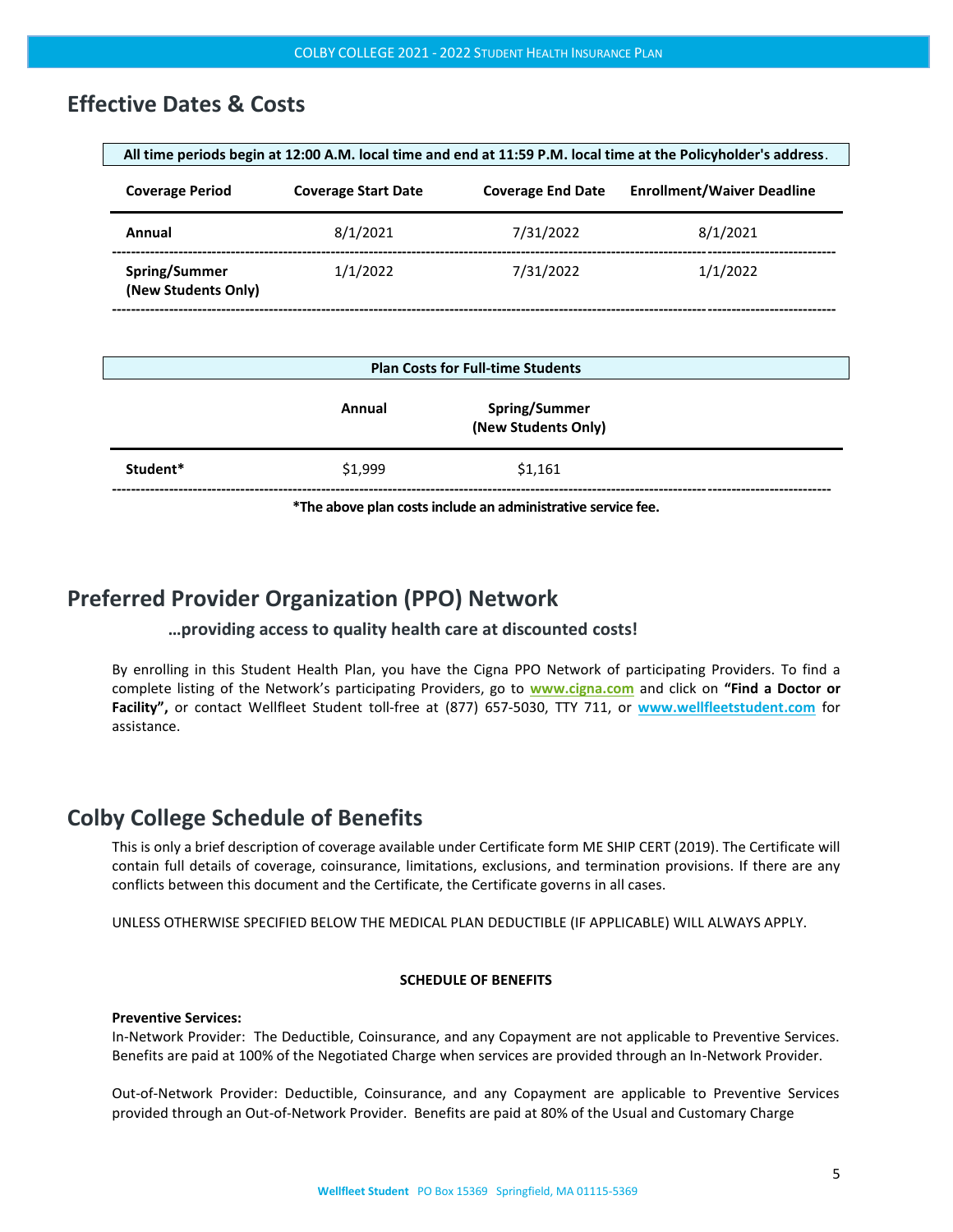## Effective Dates & Costs

**All time periods begin at 12:00 A.M. local time and end at 11:59 P.M. local time at the Policyholder's address.**

| Coverage Period | Coverage Start Date | Coverage End Date | Enrollment/Waiver Deadline |
|---|---|---|---|
| **Annual** | 8/1/2021 | 7/31/2022 | 8/1/2021 |
| **Spring/Summer (New Students Only)** | 1/1/2022 | 7/31/2022 | 1/1/2022 |

**Plan Costs for Full-time Students**

| | Annual | Spring/Summer (New Students Only) |
|---|---|---|
| **Student*** | $1,999 | $1,161 |

***The above plan costs include an administrative service fee.**

## Preferred Provider Organization (PPO) Network

**…providing access to quality health care at discounted costs!**

By enrolling in this Student Health Plan, you have the Cigna PPO Network of participating Providers. To find a complete listing of the Network's participating Providers, go to **www.cigna.com** and click on **"Find a Doctor or Facility",** or contact Wellfleet Student toll-free at (877) 657-5030, TTY 711, or **www.wellfleetstudent.com** for assistance.

## Colby College Schedule of Benefits

This is only a brief description of coverage available under Certificate form ME SHIP CERT (2019). The Certificate will contain full details of coverage, coinsurance, limitations, exclusions, and termination provisions. If there are any conflicts between this document and the Certificate, the Certificate governs in all cases.

UNLESS OTHERWISE SPECIFIED BELOW THE MEDICAL PLAN DEDUCTIBLE (IF APPLICABLE) WILL ALWAYS APPLY.

**SCHEDULE OF BENEFITS**

**Preventive Services:**
In-Network Provider: The Deductible, Coinsurance, and any Copayment are not applicable to Preventive Services. Benefits are paid at 100% of the Negotiated Charge when services are provided through an In-Network Provider.

Out-of-Network Provider: Deductible, Coinsurance, and any Copayment are applicable to Preventive Services provided through an Out-of-Network Provider. Benefits are paid at 80% of the Usual and Customary Charge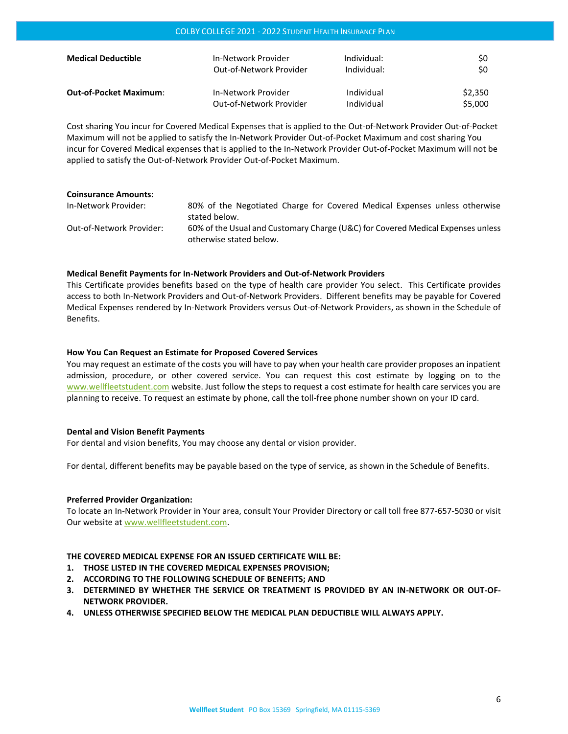| | | | |
|---|---|---|---|
| **Medical Deductible** | In-Network Provider | Individual: | $0 |
| | Out-of-Network Provider | Individual: | $0 |
| **Out-of-Pocket Maximum**: | In-Network Provider | Individual | $2,350 |
| | Out-of-Network Provider | Individual | $5,000 |

Cost sharing You incur for Covered Medical Expenses that is applied to the Out-of-Network Provider Out-of-Pocket Maximum will not be applied to satisfy the In-Network Provider Out-of-Pocket Maximum and cost sharing You incur for Covered Medical expenses that is applied to the In-Network Provider Out-of-Pocket Maximum will not be applied to satisfy the Out-of-Network Provider Out-of-Pocket Maximum.

**Coinsurance Amounts:**

| | |
|---|---|
| In-Network Provider: | 80% of the Negotiated Charge for Covered Medical Expenses unless otherwise stated below. |
| Out-of-Network Provider: | 60% of the Usual and Customary Charge (U&C) for Covered Medical Expenses unless otherwise stated below. |

**Medical Benefit Payments for In-Network Providers and Out-of-Network Providers**

This Certificate provides benefits based on the type of health care provider You select. This Certificate provides access to both In-Network Providers and Out-of-Network Providers. Different benefits may be payable for Covered Medical Expenses rendered by In-Network Providers versus Out-of-Network Providers, as shown in the Schedule of Benefits.

**How You Can Request an Estimate for Proposed Covered Services**

You may request an estimate of the costs you will have to pay when your health care provider proposes an inpatient admission, procedure, or other covered service. You can request this cost estimate by logging on to the www.wellfleetstudent.com website. Just follow the steps to request a cost estimate for health care services you are planning to receive. To request an estimate by phone, call the toll-free phone number shown on your ID card.

**Dental and Vision Benefit Payments**

For dental and vision benefits, You may choose any dental or vision provider.

For dental, different benefits may be payable based on the type of service, as shown in the Schedule of Benefits.

**Preferred Provider Organization:**

To locate an In-Network Provider in Your area, consult Your Provider Directory or call toll free 877-657-5030 or visit Our website at www.wellfleetstudent.com.

**THE COVERED MEDICAL EXPENSE FOR AN ISSUED CERTIFICATE WILL BE:**

1. **THOSE LISTED IN THE COVERED MEDICAL EXPENSES PROVISION;**
2. **ACCORDING TO THE FOLLOWING SCHEDULE OF BENEFITS; AND**
3. **DETERMINED BY WHETHER THE SERVICE OR TREATMENT IS PROVIDED BY AN IN-NETWORK OR OUT-OF-NETWORK PROVIDER.**
4. **UNLESS OTHERWISE SPECIFIED BELOW THE MEDICAL PLAN DEDUCTIBLE WILL ALWAYS APPLY.**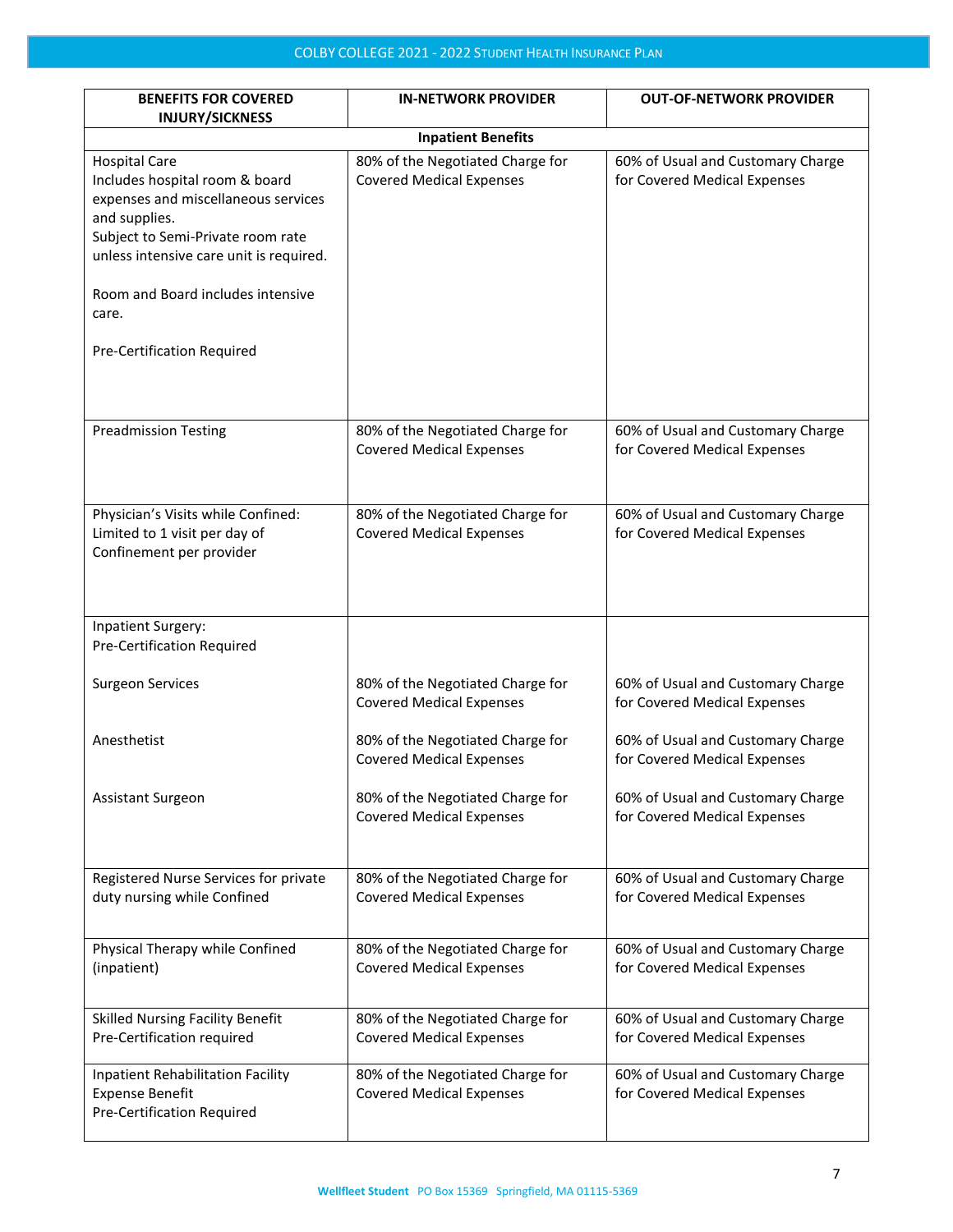| BENEFITS FOR COVERED INJURY/SICKNESS | IN-NETWORK PROVIDER | OUT-OF-NETWORK PROVIDER |
|---|---|---|
| **Inpatient Benefits** | | |
| Hospital Care<br>Includes hospital room & board expenses and miscellaneous services and supplies.<br>Subject to Semi-Private room rate unless intensive care unit is required.<br><br>Room and Board includes intensive care.<br><br>Pre-Certification Required | 80% of the Negotiated Charge for Covered Medical Expenses | 60% of Usual and Customary Charge for Covered Medical Expenses |
| Preadmission Testing | 80% of the Negotiated Charge for Covered Medical Expenses | 60% of Usual and Customary Charge for Covered Medical Expenses |
| Physician's Visits while Confined: Limited to 1 visit per day of Confinement per provider | 80% of the Negotiated Charge for Covered Medical Expenses | 60% of Usual and Customary Charge for Covered Medical Expenses |
| Inpatient Surgery:<br>Pre-Certification Required | | |
| Surgeon Services | 80% of the Negotiated Charge for Covered Medical Expenses | 60% of Usual and Customary Charge for Covered Medical Expenses |
| Anesthetist | 80% of the Negotiated Charge for Covered Medical Expenses | 60% of Usual and Customary Charge for Covered Medical Expenses |
| Assistant Surgeon | 80% of the Negotiated Charge for Covered Medical Expenses | 60% of Usual and Customary Charge for Covered Medical Expenses |
| Registered Nurse Services for private duty nursing while Confined | 80% of the Negotiated Charge for Covered Medical Expenses | 60% of Usual and Customary Charge for Covered Medical Expenses |
| Physical Therapy while Confined (inpatient) | 80% of the Negotiated Charge for Covered Medical Expenses | 60% of Usual and Customary Charge for Covered Medical Expenses |
| Skilled Nursing Facility Benefit<br>Pre-Certification required | 80% of the Negotiated Charge for Covered Medical Expenses | 60% of Usual and Customary Charge for Covered Medical Expenses |
| Inpatient Rehabilitation Facility Expense Benefit<br>Pre-Certification Required | 80% of the Negotiated Charge for Covered Medical Expenses | 60% of Usual and Customary Charge for Covered Medical Expenses |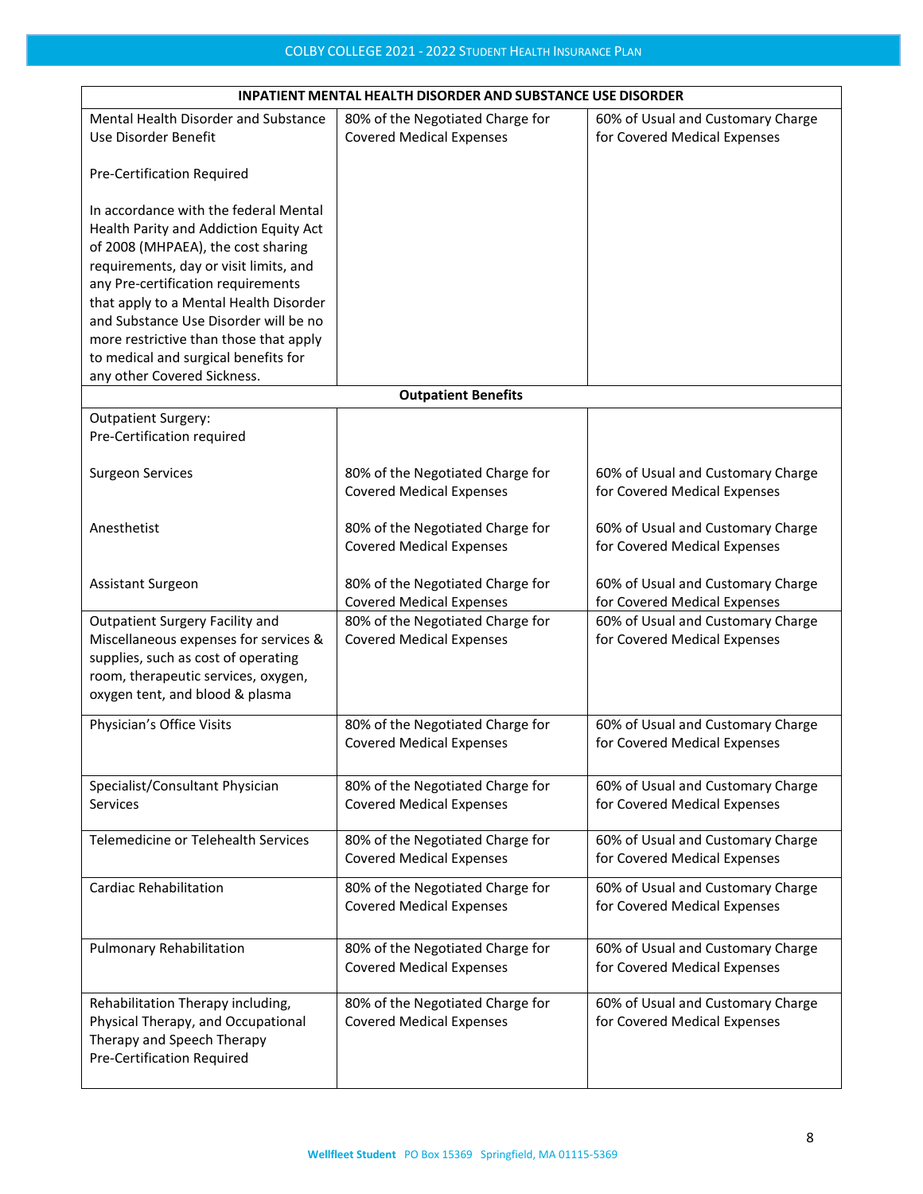| INPATIENT MENTAL HEALTH DISORDER AND SUBSTANCE USE DISORDER | | |
|---|---|---|
| Mental Health Disorder and Substance Use Disorder Benefit<br><br>Pre-Certification Required<br><br>In accordance with the federal Mental Health Parity and Addiction Equity Act of 2008 (MHPAEA), the cost sharing requirements, day or visit limits, and any Pre-certification requirements that apply to a Mental Health Disorder and Substance Use Disorder will be no more restrictive than those that apply to medical and surgical benefits for any other Covered Sickness. | 80% of the Negotiated Charge for Covered Medical Expenses | 60% of Usual and Customary Charge for Covered Medical Expenses |
| **Outpatient Benefits** | | |
| Outpatient Surgery:<br>Pre-Certification required | | |
| Surgeon Services | 80% of the Negotiated Charge for Covered Medical Expenses | 60% of Usual and Customary Charge for Covered Medical Expenses |
| Anesthetist | 80% of the Negotiated Charge for Covered Medical Expenses | 60% of Usual and Customary Charge for Covered Medical Expenses |
| Assistant Surgeon | 80% of the Negotiated Charge for Covered Medical Expenses | 60% of Usual and Customary Charge for Covered Medical Expenses |
| Outpatient Surgery Facility and Miscellaneous expenses for services & supplies, such as cost of operating room, therapeutic services, oxygen, oxygen tent, and blood & plasma | 80% of the Negotiated Charge for Covered Medical Expenses | 60% of Usual and Customary Charge for Covered Medical Expenses |
| Physician's Office Visits | 80% of the Negotiated Charge for Covered Medical Expenses | 60% of Usual and Customary Charge for Covered Medical Expenses |
| Specialist/Consultant Physician Services | 80% of the Negotiated Charge for Covered Medical Expenses | 60% of Usual and Customary Charge for Covered Medical Expenses |
| Telemedicine or Telehealth Services | 80% of the Negotiated Charge for Covered Medical Expenses | 60% of Usual and Customary Charge for Covered Medical Expenses |
| Cardiac Rehabilitation | 80% of the Negotiated Charge for Covered Medical Expenses | 60% of Usual and Customary Charge for Covered Medical Expenses |
| Pulmonary Rehabilitation | 80% of the Negotiated Charge for Covered Medical Expenses | 60% of Usual and Customary Charge for Covered Medical Expenses |
| Rehabilitation Therapy including, Physical Therapy, and Occupational Therapy and Speech Therapy<br>Pre-Certification Required | 80% of the Negotiated Charge for Covered Medical Expenses | 60% of Usual and Customary Charge for Covered Medical Expenses |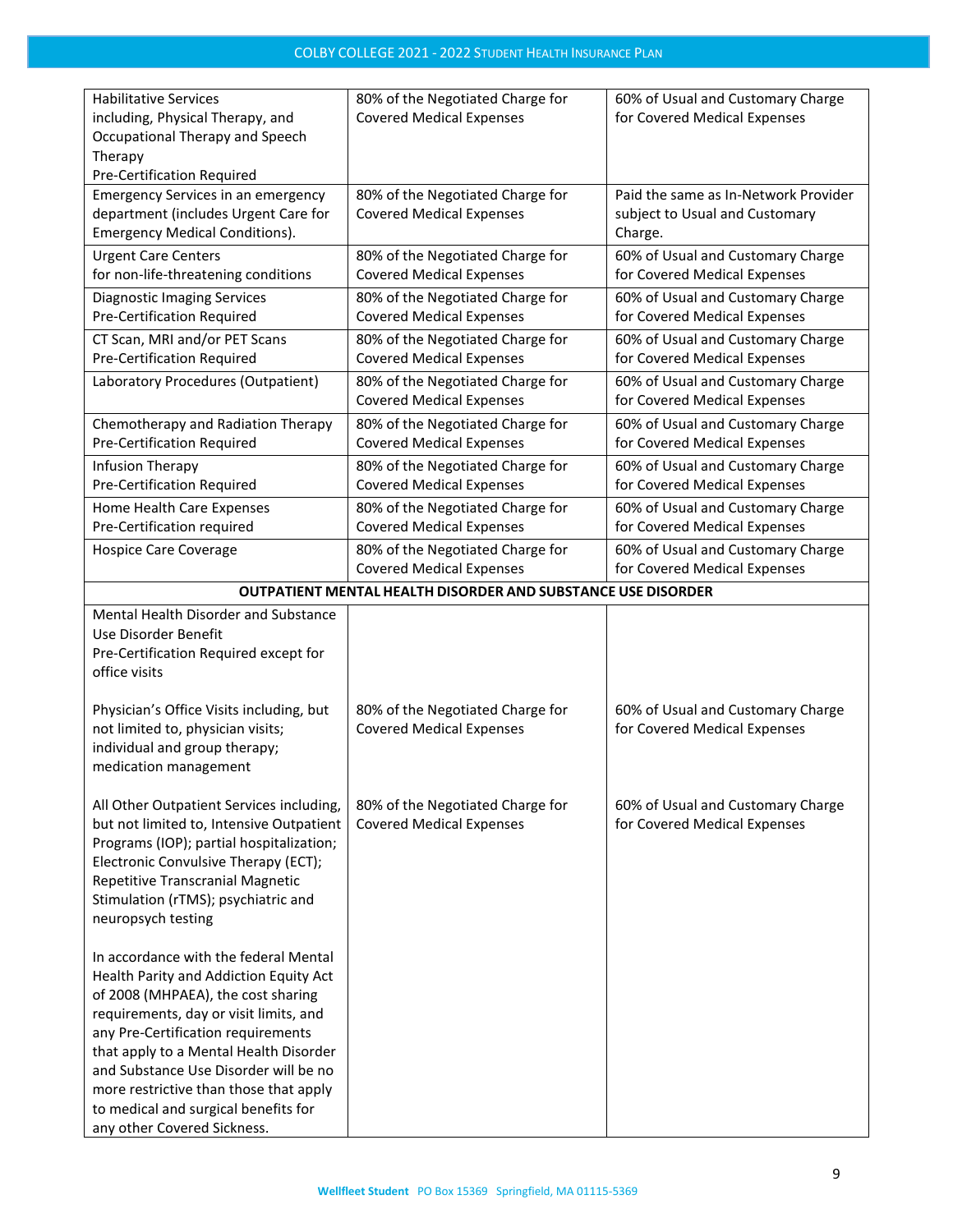| | | |
|---|---|---|
| Habilitative Services including, Physical Therapy, and Occupational Therapy and Speech Therapy<br>Pre-Certification Required | 80% of the Negotiated Charge for Covered Medical Expenses | 60% of Usual and Customary Charge for Covered Medical Expenses |
| Emergency Services in an emergency department (includes Urgent Care for Emergency Medical Conditions). | 80% of the Negotiated Charge for Covered Medical Expenses | Paid the same as In-Network Provider subject to Usual and Customary Charge. |
| Urgent Care Centers for non-life-threatening conditions | 80% of the Negotiated Charge for Covered Medical Expenses | 60% of Usual and Customary Charge for Covered Medical Expenses |
| Diagnostic Imaging Services<br>Pre-Certification Required | 80% of the Negotiated Charge for Covered Medical Expenses | 60% of Usual and Customary Charge for Covered Medical Expenses |
| CT Scan, MRI and/or PET Scans<br>Pre-Certification Required | 80% of the Negotiated Charge for Covered Medical Expenses | 60% of Usual and Customary Charge for Covered Medical Expenses |
| Laboratory Procedures (Outpatient) | 80% of the Negotiated Charge for Covered Medical Expenses | 60% of Usual and Customary Charge for Covered Medical Expenses |
| Chemotherapy and Radiation Therapy<br>Pre-Certification Required | 80% of the Negotiated Charge for Covered Medical Expenses | 60% of Usual and Customary Charge for Covered Medical Expenses |
| Infusion Therapy<br>Pre-Certification Required | 80% of the Negotiated Charge for Covered Medical Expenses | 60% of Usual and Customary Charge for Covered Medical Expenses |
| Home Health Care Expenses<br>Pre-Certification required | 80% of the Negotiated Charge for Covered Medical Expenses | 60% of Usual and Customary Charge for Covered Medical Expenses |
| Hospice Care Coverage | 80% of the Negotiated Charge for Covered Medical Expenses | 60% of Usual and Customary Charge for Covered Medical Expenses |
| **OUTPATIENT MENTAL HEALTH DISORDER AND SUBSTANCE USE DISORDER** | | |
| Mental Health Disorder and Substance Use Disorder Benefit<br>Pre-Certification Required except for office visits | | |
| Physician's Office Visits including, but not limited to, physician visits; individual and group therapy; medication management | 80% of the Negotiated Charge for Covered Medical Expenses | 60% of Usual and Customary Charge for Covered Medical Expenses |
| All Other Outpatient Services including, but not limited to, Intensive Outpatient Programs (IOP); partial hospitalization; Electronic Convulsive Therapy (ECT); Repetitive Transcranial Magnetic Stimulation (rTMS); psychiatric and neuropsych testing | 80% of the Negotiated Charge for Covered Medical Expenses | 60% of Usual and Customary Charge for Covered Medical Expenses |
| In accordance with the federal Mental Health Parity and Addiction Equity Act of 2008 (MHPAEA), the cost sharing requirements, day or visit limits, and any Pre-Certification requirements that apply to a Mental Health Disorder and Substance Use Disorder will be no more restrictive than those that apply to medical and surgical benefits for any other Covered Sickness. | | |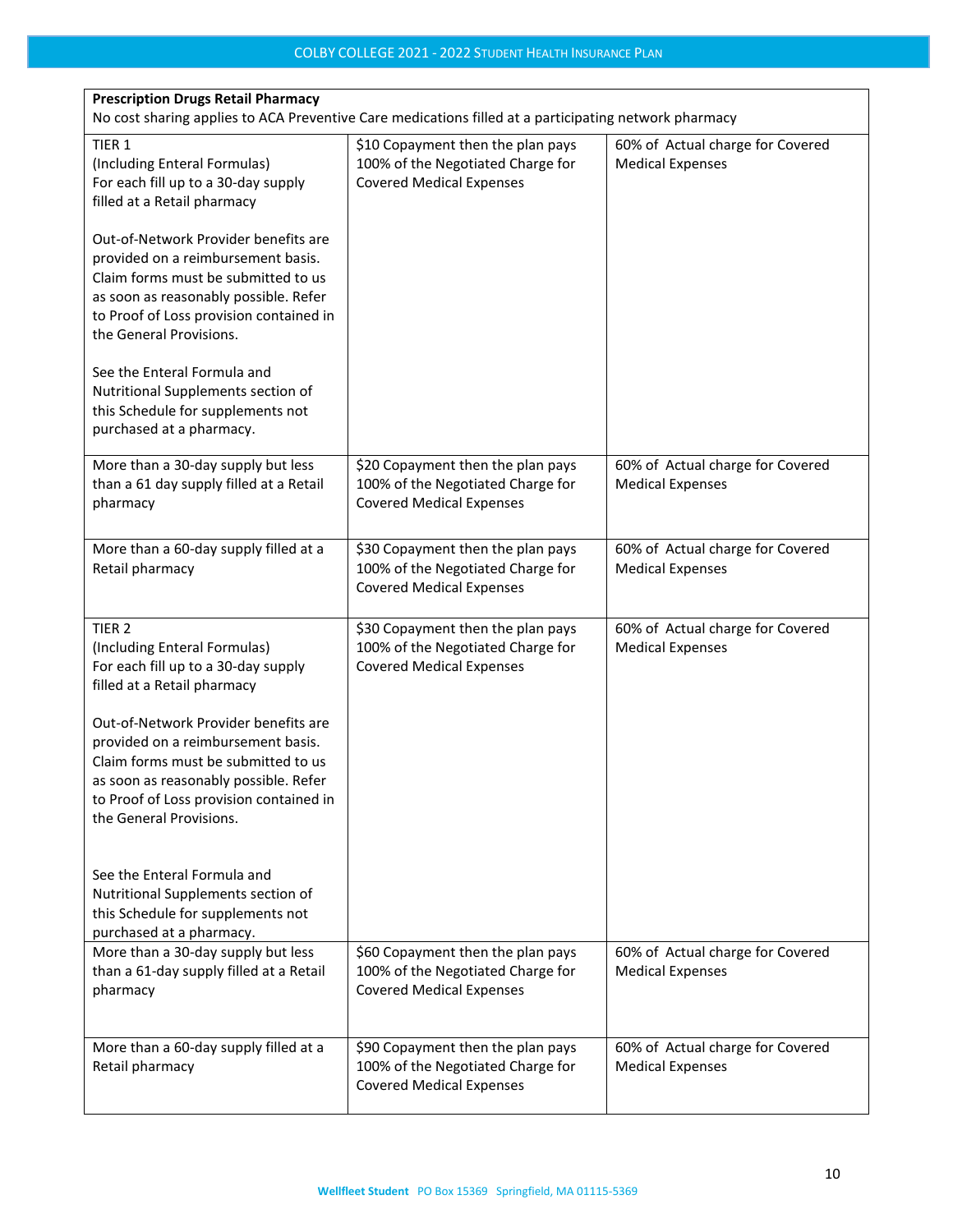| **Prescription Drugs Retail Pharmacy**<br>No cost sharing applies to ACA Preventive Care medications filled at a participating network pharmacy | | |
|---|---|---|
| TIER 1<br>(Including Enteral Formulas)<br>For each fill up to a 30-day supply filled at a Retail pharmacy<br><br>Out-of-Network Provider benefits are provided on a reimbursement basis. Claim forms must be submitted to us as soon as reasonably possible. Refer to Proof of Loss provision contained in the General Provisions.<br><br>See the Enteral Formula and Nutritional Supplements section of this Schedule for supplements not purchased at a pharmacy. | $10 Copayment then the plan pays 100% of the Negotiated Charge for Covered Medical Expenses | 60% of Actual charge for Covered Medical Expenses |
| More than a 30-day supply but less than a 61 day supply filled at a Retail pharmacy | $20 Copayment then the plan pays 100% of the Negotiated Charge for Covered Medical Expenses | 60% of Actual charge for Covered Medical Expenses |
| More than a 60-day supply filled at a Retail pharmacy | $30 Copayment then the plan pays 100% of the Negotiated Charge for Covered Medical Expenses | 60% of Actual charge for Covered Medical Expenses |
| TIER 2<br>(Including Enteral Formulas)<br>For each fill up to a 30-day supply filled at a Retail pharmacy<br><br>Out-of-Network Provider benefits are provided on a reimbursement basis. Claim forms must be submitted to us as soon as reasonably possible. Refer to Proof of Loss provision contained in the General Provisions.<br><br>See the Enteral Formula and Nutritional Supplements section of this Schedule for supplements not purchased at a pharmacy. | $30 Copayment then the plan pays 100% of the Negotiated Charge for Covered Medical Expenses | 60% of Actual charge for Covered Medical Expenses |
| More than a 30-day supply but less than a 61-day supply filled at a Retail pharmacy | $60 Copayment then the plan pays 100% of the Negotiated Charge for Covered Medical Expenses | 60% of Actual charge for Covered Medical Expenses |
| More than a 60-day supply filled at a Retail pharmacy | $90 Copayment then the plan pays 100% of the Negotiated Charge for Covered Medical Expenses | 60% of Actual charge for Covered Medical Expenses |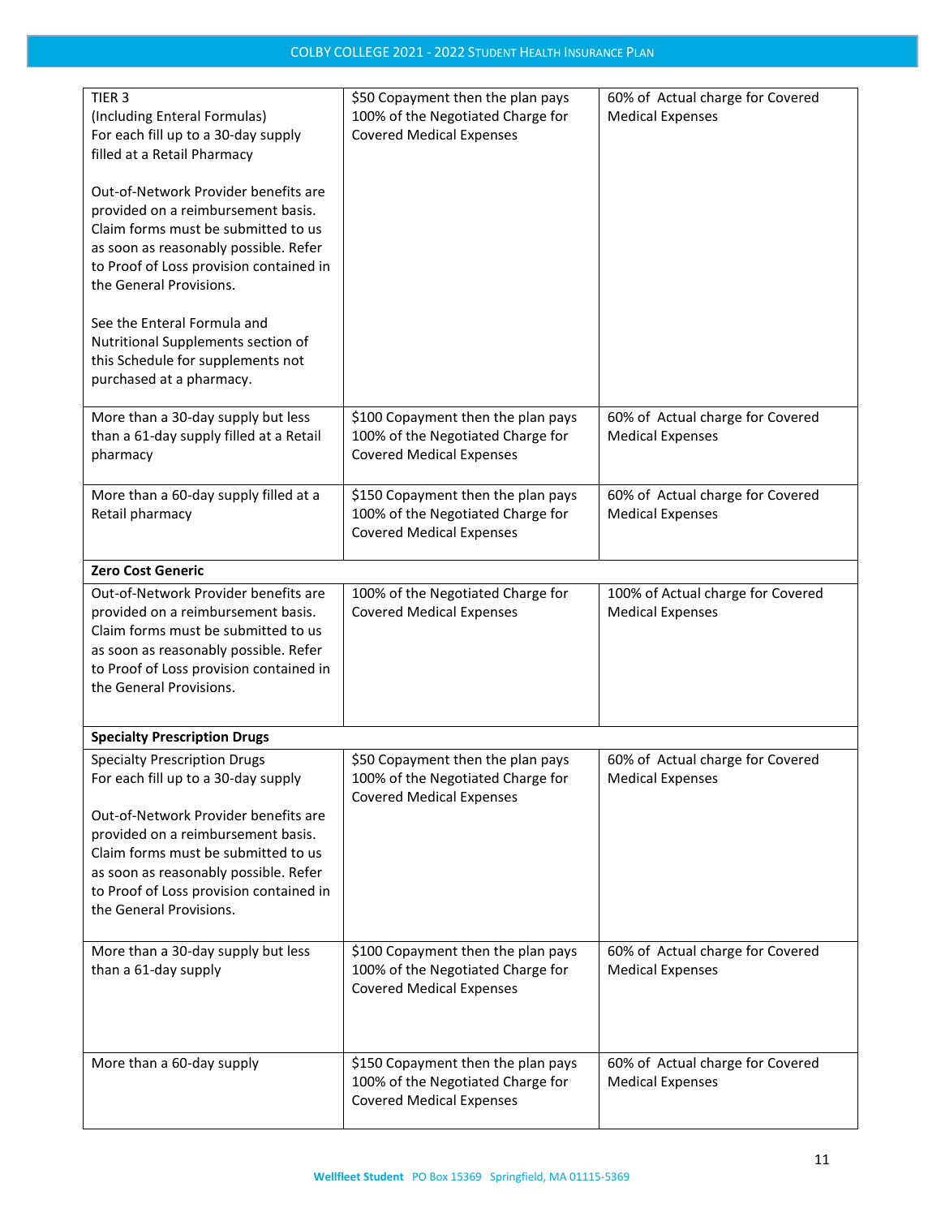| | | |
|---|---|---|
| TIER 3<br>(Including Enteral Formulas)<br>For each fill up to a 30-day supply filled at a Retail Pharmacy<br><br>Out-of-Network Provider benefits are provided on a reimbursement basis. Claim forms must be submitted to us as soon as reasonably possible. Refer to Proof of Loss provision contained in the General Provisions.<br><br>See the Enteral Formula and Nutritional Supplements section of this Schedule for supplements not purchased at a pharmacy. | $50 Copayment then the plan pays 100% of the Negotiated Charge for Covered Medical Expenses | 60% of Actual charge for Covered Medical Expenses |
| More than a 30-day supply but less than a 61-day supply filled at a Retail pharmacy | $100 Copayment then the plan pays 100% of the Negotiated Charge for Covered Medical Expenses | 60% of Actual charge for Covered Medical Expenses |
| More than a 60-day supply filled at a Retail pharmacy | $150 Copayment then the plan pays 100% of the Negotiated Charge for Covered Medical Expenses | 60% of Actual charge for Covered Medical Expenses |
| **Zero Cost Generic** | | |
| Out-of-Network Provider benefits are provided on a reimbursement basis. Claim forms must be submitted to us as soon as reasonably possible. Refer to Proof of Loss provision contained in the General Provisions. | 100% of the Negotiated Charge for Covered Medical Expenses | 100% of Actual charge for Covered Medical Expenses |
| **Specialty Prescription Drugs** | | |
| Specialty Prescription Drugs<br>For each fill up to a 30-day supply<br><br>Out-of-Network Provider benefits are provided on a reimbursement basis. Claim forms must be submitted to us as soon as reasonably possible. Refer to Proof of Loss provision contained in the General Provisions. | $50 Copayment then the plan pays 100% of the Negotiated Charge for Covered Medical Expenses | 60% of Actual charge for Covered Medical Expenses |
| More than a 30-day supply but less than a 61-day supply | $100 Copayment then the plan pays 100% of the Negotiated Charge for Covered Medical Expenses | 60% of Actual charge for Covered Medical Expenses |
| More than a 60-day supply | $150 Copayment then the plan pays 100% of the Negotiated Charge for Covered Medical Expenses | 60% of Actual charge for Covered Medical Expenses |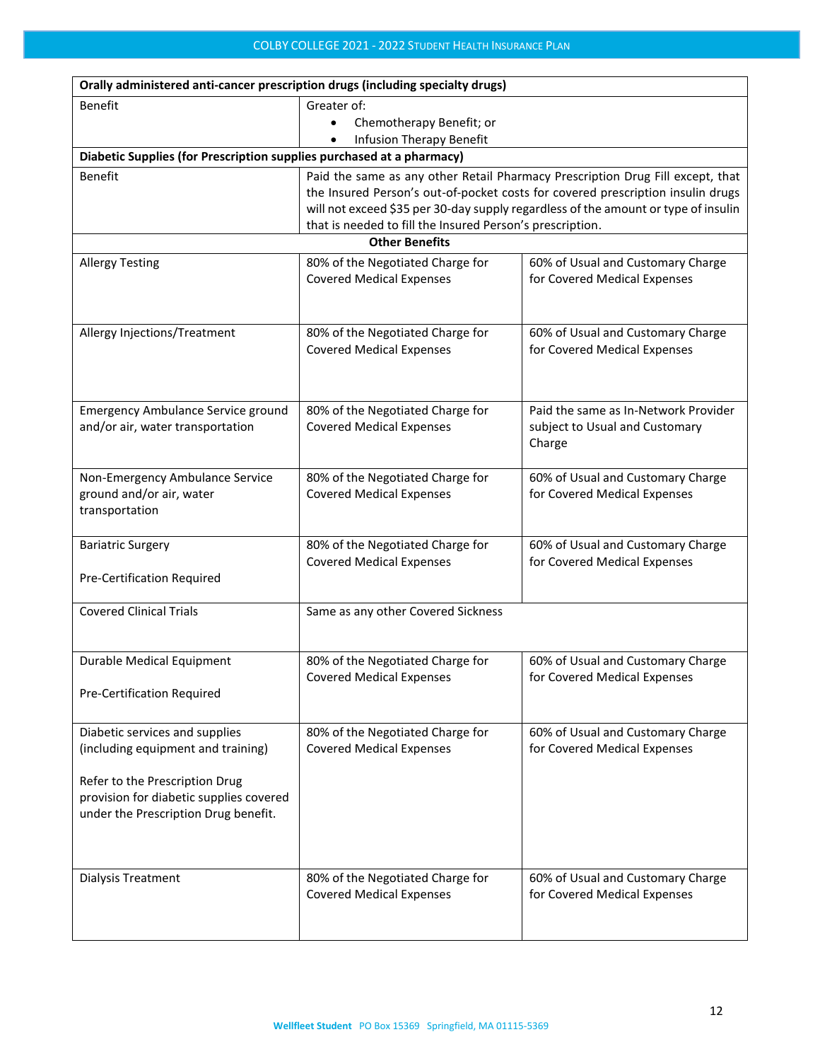| **Orally administered anti-cancer prescription drugs (including specialty drugs)** | | |
|---|---|---|
| Benefit | Greater of:<br>• Chemotherapy Benefit; or<br>• Infusion Therapy Benefit | |
| **Diabetic Supplies (for Prescription supplies purchased at a pharmacy)** | | |
| Benefit | Paid the same as any other Retail Pharmacy Prescription Drug Fill except, that the Insured Person's out-of-pocket costs for covered prescription insulin drugs will not exceed $35 per 30-day supply regardless of the amount or type of insulin that is needed to fill the Insured Person's prescription. | |
| **Other Benefits** | | |
| Allergy Testing | 80% of the Negotiated Charge for Covered Medical Expenses | 60% of Usual and Customary Charge for Covered Medical Expenses |
| Allergy Injections/Treatment | 80% of the Negotiated Charge for Covered Medical Expenses | 60% of Usual and Customary Charge for Covered Medical Expenses |
| Emergency Ambulance Service ground and/or air, water transportation | 80% of the Negotiated Charge for Covered Medical Expenses | Paid the same as In-Network Provider subject to Usual and Customary Charge |
| Non-Emergency Ambulance Service ground and/or air, water transportation | 80% of the Negotiated Charge for Covered Medical Expenses | 60% of Usual and Customary Charge for Covered Medical Expenses |
| Bariatric Surgery<br><br>Pre-Certification Required | 80% of the Negotiated Charge for Covered Medical Expenses | 60% of Usual and Customary Charge for Covered Medical Expenses |
| Covered Clinical Trials | Same as any other Covered Sickness | |
| Durable Medical Equipment<br><br>Pre-Certification Required | 80% of the Negotiated Charge for Covered Medical Expenses | 60% of Usual and Customary Charge for Covered Medical Expenses |
| Diabetic services and supplies (including equipment and training)<br><br>Refer to the Prescription Drug provision for diabetic supplies covered under the Prescription Drug benefit. | 80% of the Negotiated Charge for Covered Medical Expenses | 60% of Usual and Customary Charge for Covered Medical Expenses |
| Dialysis Treatment | 80% of the Negotiated Charge for Covered Medical Expenses | 60% of Usual and Customary Charge for Covered Medical Expenses |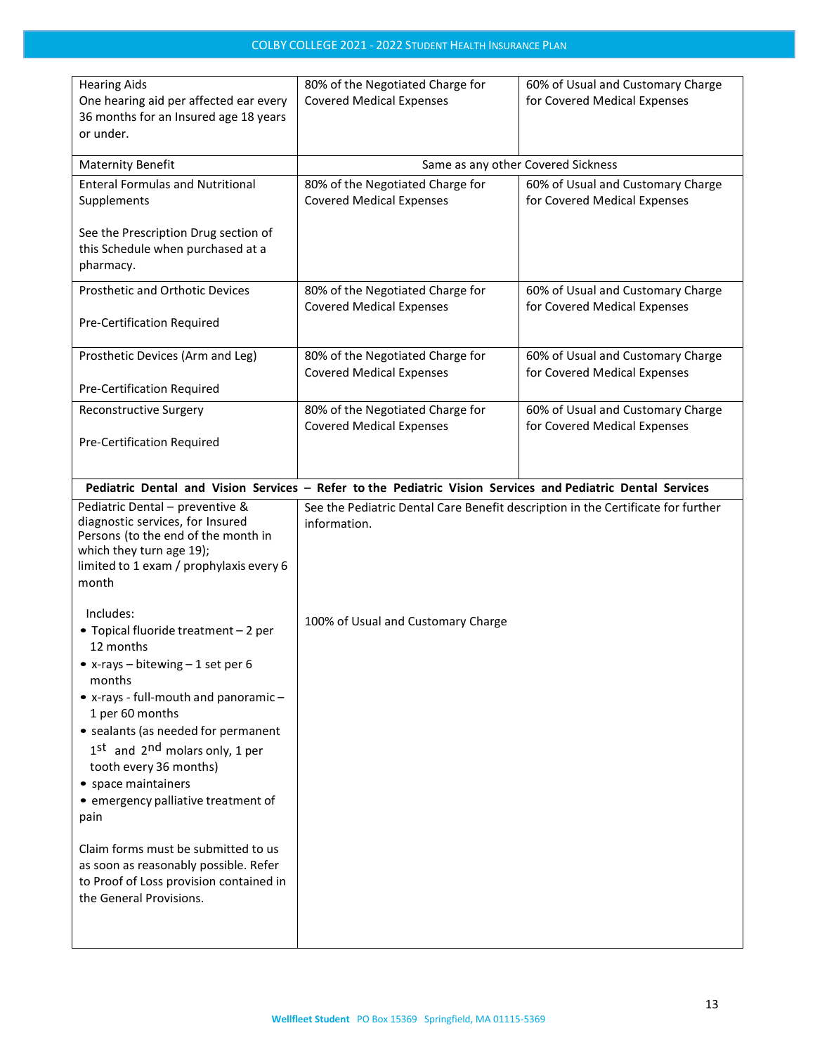| | | |
|---|---|---|
| Hearing Aids<br>One hearing aid per affected ear every 36 months for an Insured age 18 years or under. | 80% of the Negotiated Charge for Covered Medical Expenses | 60% of Usual and Customary Charge for Covered Medical Expenses |
| Maternity Benefit | Same as any other Covered Sickness | |
| Enteral Formulas and Nutritional Supplements<br><br>See the Prescription Drug section of this Schedule when purchased at a pharmacy. | 80% of the Negotiated Charge for Covered Medical Expenses | 60% of Usual and Customary Charge for Covered Medical Expenses |
| Prosthetic and Orthotic Devices<br><br>Pre-Certification Required | 80% of the Negotiated Charge for Covered Medical Expenses | 60% of Usual and Customary Charge for Covered Medical Expenses |
| Prosthetic Devices (Arm and Leg)<br><br>Pre-Certification Required | 80% of the Negotiated Charge for Covered Medical Expenses | 60% of Usual and Customary Charge for Covered Medical Expenses |
| Reconstructive Surgery<br><br>Pre-Certification Required | 80% of the Negotiated Charge for Covered Medical Expenses | 60% of Usual and Customary Charge for Covered Medical Expenses |
| **Pediatric Dental and Vision Services – Refer to the Pediatric Vision Services and Pediatric Dental Services** | | |
| Pediatric Dental – preventive & diagnostic services, for Insured Persons (to the end of the month in which they turn age 19); limited to 1 exam / prophylaxis every 6 month<br><br>Includes:<br>• Topical fluoride treatment – 2 per 12 months<br>• x-rays – bitewing – 1 set per 6 months<br>• x-rays - full-mouth and panoramic – 1 per 60 months<br>• sealants (as needed for permanent 1st and 2nd molars only, 1 per tooth every 36 months)<br>• space maintainers<br>• emergency palliative treatment of pain<br><br>Claim forms must be submitted to us as soon as reasonably possible. Refer to Proof of Loss provision contained in the General Provisions. | See the Pediatric Dental Care Benefit description in the Certificate for further information.<br><br>100% of Usual and Customary Charge | |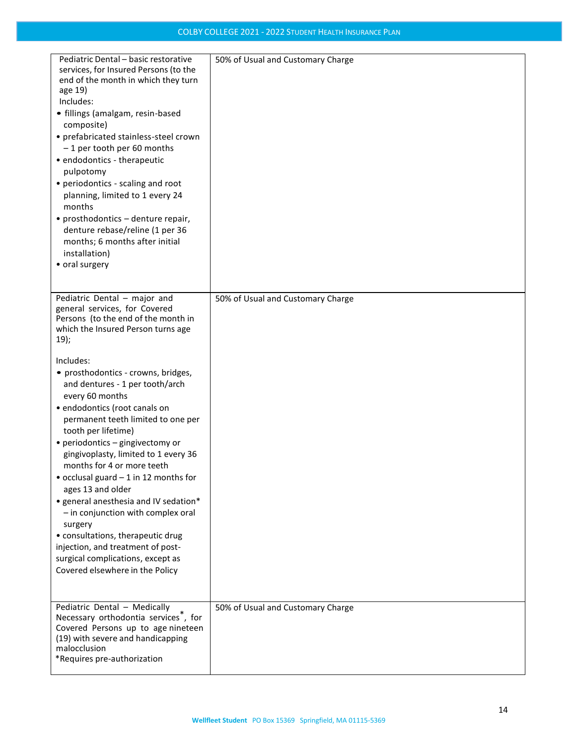| | |
|---|---|
| Pediatric Dental – basic restorative services, for Insured Persons (to the end of the month in which they turn age 19)<br>Includes:<br>• fillings (amalgam, resin-based composite)<br>• prefabricated stainless-steel crown – 1 per tooth per 60 months<br>• endodontics - therapeutic pulpotomy<br>• periodontics - scaling and root planning, limited to 1 every 24 months<br>• prosthodontics – denture repair, denture rebase/reline (1 per 36 months; 6 months after initial installation)<br>• oral surgery | 50% of Usual and Customary Charge |
| Pediatric Dental – major and general services, for Covered Persons (to the end of the month in which the Insured Person turns age 19);<br><br>Includes:<br>• prosthodontics - crowns, bridges, and dentures - 1 per tooth/arch every 60 months<br>• endodontics (root canals on permanent teeth limited to one per tooth per lifetime)<br>• periodontics – gingivectomy or gingivoplasty, limited to 1 every 36 months for 4 or more teeth<br>• occlusal guard – 1 in 12 months for ages 13 and older<br>• general anesthesia and IV sedation* – in conjunction with complex oral surgery<br>• consultations, therapeutic drug injection, and treatment of post-surgical complications, except as Covered elsewhere in the Policy | 50% of Usual and Customary Charge |
| Pediatric Dental – Medically Necessary orthodontia services*, for Covered Persons up to age nineteen (19) with severe and handicapping malocclusion<br>*Requires pre-authorization | 50% of Usual and Customary Charge |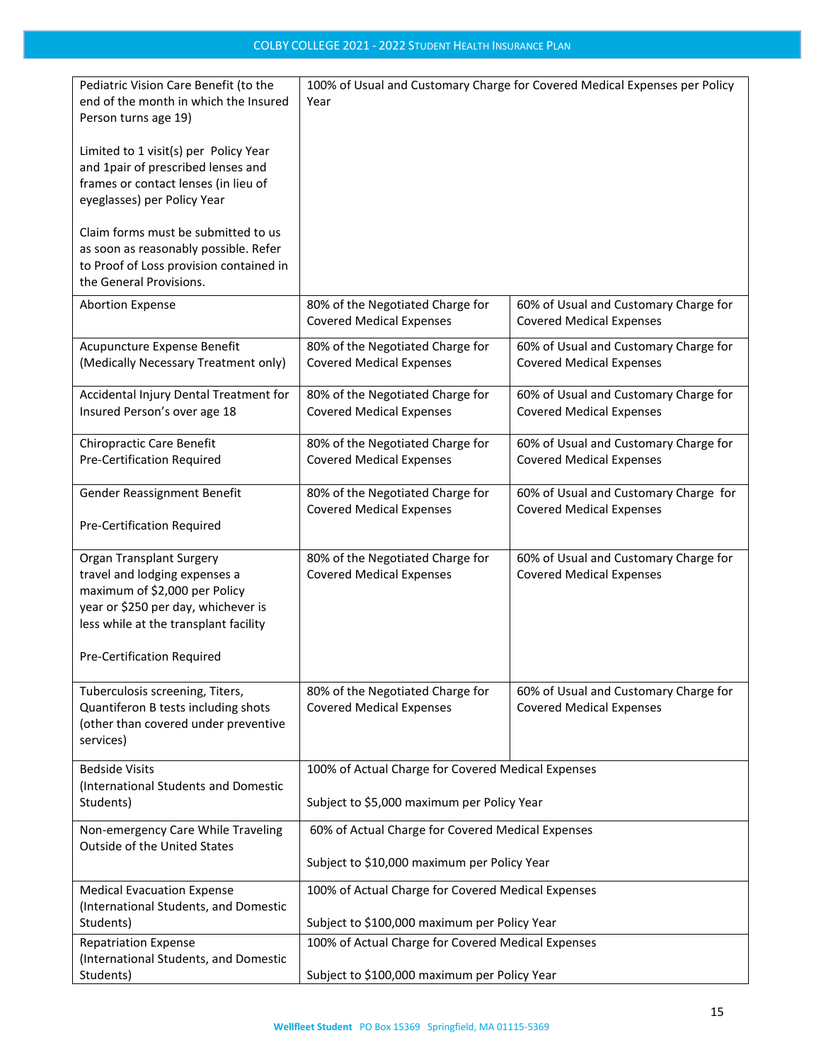| | | |
|---|---|---|
| Pediatric Vision Care Benefit (to the end of the month in which the Insured Person turns age 19)<br><br>Limited to 1 visit(s) per Policy Year and 1pair of prescribed lenses and frames or contact lenses (in lieu of eyeglasses) per Policy Year<br><br>Claim forms must be submitted to us as soon as reasonably possible. Refer to Proof of Loss provision contained in the General Provisions. | 100% of Usual and Customary Charge for Covered Medical Expenses per Policy Year | |
| Abortion Expense | 80% of the Negotiated Charge for Covered Medical Expenses | 60% of Usual and Customary Charge for Covered Medical Expenses |
| Acupuncture Expense Benefit (Medically Necessary Treatment only) | 80% of the Negotiated Charge for Covered Medical Expenses | 60% of Usual and Customary Charge for Covered Medical Expenses |
| Accidental Injury Dental Treatment for Insured Person's over age 18 | 80% of the Negotiated Charge for Covered Medical Expenses | 60% of Usual and Customary Charge for Covered Medical Expenses |
| Chiropractic Care Benefit<br>Pre-Certification Required | 80% of the Negotiated Charge for Covered Medical Expenses | 60% of Usual and Customary Charge for Covered Medical Expenses |
| Gender Reassignment Benefit<br><br>Pre-Certification Required | 80% of the Negotiated Charge for Covered Medical Expenses | 60% of Usual and Customary Charge for Covered Medical Expenses |
| Organ Transplant Surgery travel and lodging expenses a maximum of $2,000 per Policy year or $250 per day, whichever is less while at the transplant facility<br><br>Pre-Certification Required | 80% of the Negotiated Charge for Covered Medical Expenses | 60% of Usual and Customary Charge for Covered Medical Expenses |
| Tuberculosis screening, Titers, Quantiferon B tests including shots (other than covered under preventive services) | 80% of the Negotiated Charge for Covered Medical Expenses | 60% of Usual and Customary Charge for Covered Medical Expenses |
| Bedside Visits (International Students and Domestic Students) | 100% of Actual Charge for Covered Medical Expenses<br><br>Subject to $5,000 maximum per Policy Year | |
| Non-emergency Care While Traveling Outside of the United States | 60% of Actual Charge for Covered Medical Expenses<br><br>Subject to $10,000 maximum per Policy Year | |
| Medical Evacuation Expense (International Students, and Domestic Students) | 100% of Actual Charge for Covered Medical Expenses<br><br>Subject to $100,000 maximum per Policy Year | |
| Repatriation Expense (International Students, and Domestic Students) | 100% of Actual Charge for Covered Medical Expenses<br><br>Subject to $100,000 maximum per Policy Year | |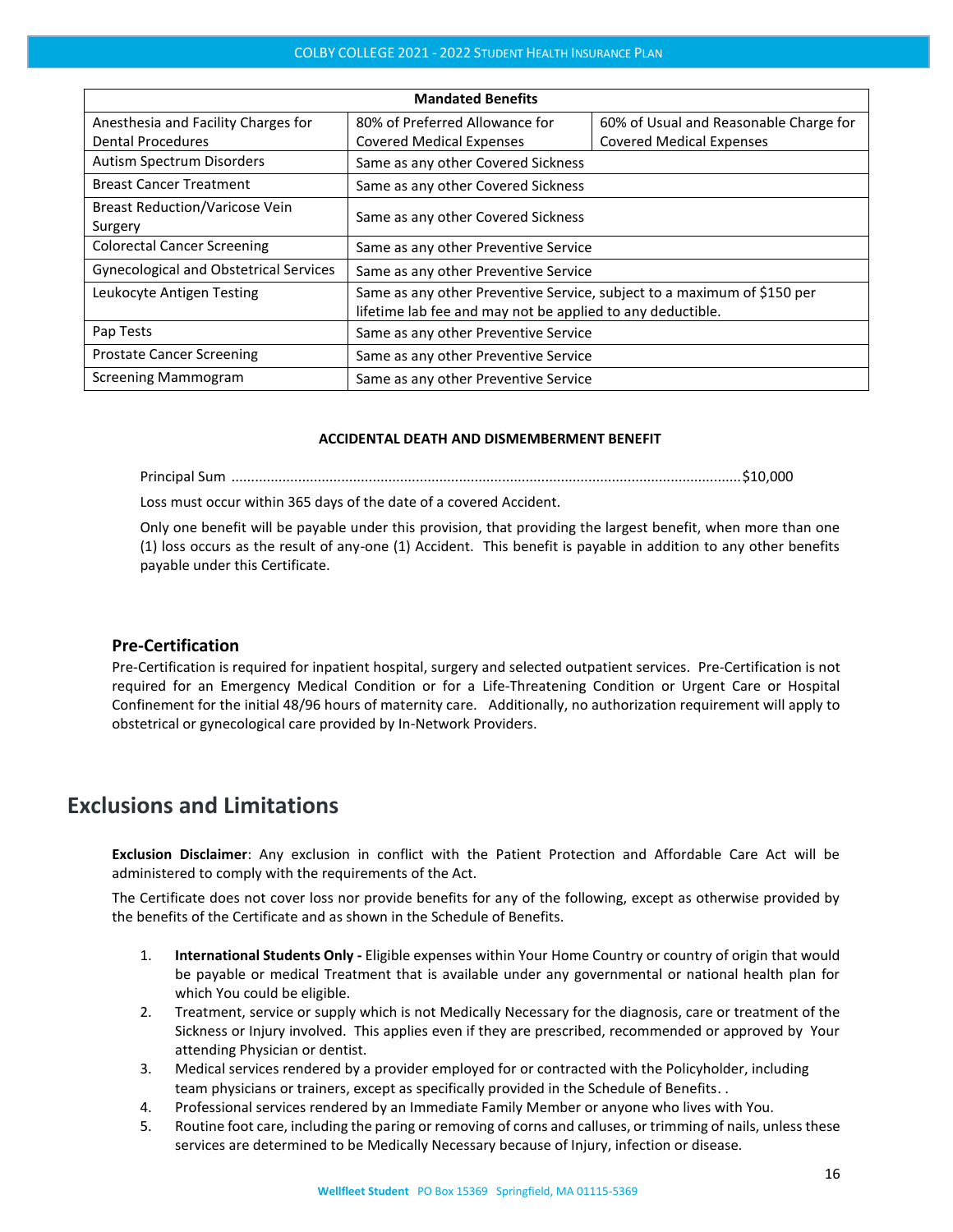| Mandated Benefits | | |
|---|---|---|
| Anesthesia and Facility Charges for Dental Procedures | 80% of Preferred Allowance for Covered Medical Expenses | 60% of Usual and Reasonable Charge for Covered Medical Expenses |
| Autism Spectrum Disorders | Same as any other Covered Sickness | |
| Breast Cancer Treatment | Same as any other Covered Sickness | |
| Breast Reduction/Varicose Vein Surgery | Same as any other Covered Sickness | |
| Colorectal Cancer Screening | Same as any other Preventive Service | |
| Gynecological and Obstetrical Services | Same as any other Preventive Service | |
| Leukocyte Antigen Testing | Same as any other Preventive Service, subject to a maximum of $150 per lifetime lab fee and may not be applied to any deductible. | |
| Pap Tests | Same as any other Preventive Service | |
| Prostate Cancer Screening | Same as any other Preventive Service | |
| Screening Mammogram | Same as any other Preventive Service | |

**ACCIDENTAL DEATH AND DISMEMBERMENT BENEFIT**

Principal Sum ................................................................................................................................$10,000

Loss must occur within 365 days of the date of a covered Accident.

Only one benefit will be payable under this provision, that providing the largest benefit, when more than one (1) loss occurs as the result of any-one (1) Accident. This benefit is payable in addition to any other benefits payable under this Certificate.

### Pre-Certification

Pre-Certification is required for inpatient hospital, surgery and selected outpatient services. Pre-Certification is not required for an Emergency Medical Condition or for a Life-Threatening Condition or Urgent Care or Hospital Confinement for the initial 48/96 hours of maternity care. Additionally, no authorization requirement will apply to obstetrical or gynecological care provided by In-Network Providers.

## Exclusions and Limitations

**Exclusion Disclaimer**: Any exclusion in conflict with the Patient Protection and Affordable Care Act will be administered to comply with the requirements of the Act.

The Certificate does not cover loss nor provide benefits for any of the following, except as otherwise provided by the benefits of the Certificate and as shown in the Schedule of Benefits.

1. **International Students Only -** Eligible expenses within Your Home Country or country of origin that would be payable or medical Treatment that is available under any governmental or national health plan for which You could be eligible.
2. Treatment, service or supply which is not Medically Necessary for the diagnosis, care or treatment of the Sickness or Injury involved. This applies even if they are prescribed, recommended or approved by Your attending Physician or dentist.
3. Medical services rendered by a provider employed for or contracted with the Policyholder, including team physicians or trainers, except as specifically provided in the Schedule of Benefits. .
4. Professional services rendered by an Immediate Family Member or anyone who lives with You.
5. Routine foot care, including the paring or removing of corns and calluses, or trimming of nails, unless these services are determined to be Medically Necessary because of Injury, infection or disease.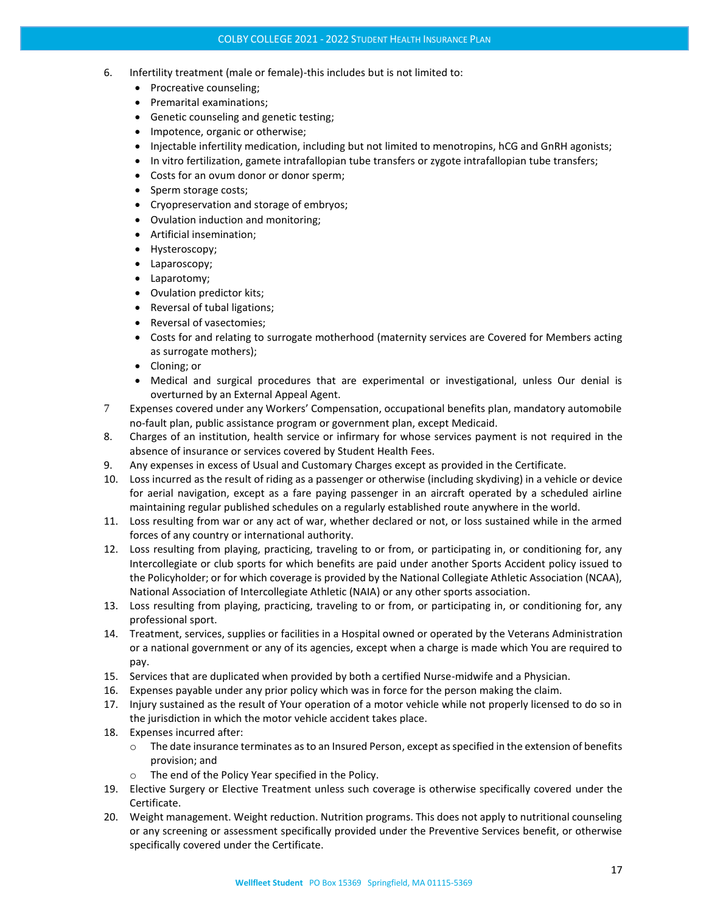6. Infertility treatment (male or female)-this includes but is not limited to:
   - Procreative counseling;
   - Premarital examinations;
   - Genetic counseling and genetic testing;
   - Impotence, organic or otherwise;
   - Injectable infertility medication, including but not limited to menotropins, hCG and GnRH agonists;
   - In vitro fertilization, gamete intrafallopian tube transfers or zygote intrafallopian tube transfers;
   - Costs for an ovum donor or donor sperm;
   - Sperm storage costs;
   - Cryopreservation and storage of embryos;
   - Ovulation induction and monitoring;
   - Artificial insemination;
   - Hysteroscopy;
   - Laparoscopy;
   - Laparotomy;
   - Ovulation predictor kits;
   - Reversal of tubal ligations;
   - Reversal of vasectomies;
   - Costs for and relating to surrogate motherhood (maternity services are Covered for Members acting as surrogate mothers);
   - Cloning; or
   - Medical and surgical procedures that are experimental or investigational, unless Our denial is overturned by an External Appeal Agent.
7. Expenses covered under any Workers' Compensation, occupational benefits plan, mandatory automobile no-fault plan, public assistance program or government plan, except Medicaid.
8. Charges of an institution, health service or infirmary for whose services payment is not required in the absence of insurance or services covered by Student Health Fees.
9. Any expenses in excess of Usual and Customary Charges except as provided in the Certificate.
10. Loss incurred as the result of riding as a passenger or otherwise (including skydiving) in a vehicle or device for aerial navigation, except as a fare paying passenger in an aircraft operated by a scheduled airline maintaining regular published schedules on a regularly established route anywhere in the world.
11. Loss resulting from war or any act of war, whether declared or not, or loss sustained while in the armed forces of any country or international authority.
12. Loss resulting from playing, practicing, traveling to or from, or participating in, or conditioning for, any Intercollegiate or club sports for which benefits are paid under another Sports Accident policy issued to the Policyholder; or for which coverage is provided by the National Collegiate Athletic Association (NCAA), National Association of Intercollegiate Athletic (NAIA) or any other sports association.
13. Loss resulting from playing, practicing, traveling to or from, or participating in, or conditioning for, any professional sport.
14. Treatment, services, supplies or facilities in a Hospital owned or operated by the Veterans Administration or a national government or any of its agencies, except when a charge is made which You are required to pay.
15. Services that are duplicated when provided by both a certified Nurse-midwife and a Physician.
16. Expenses payable under any prior policy which was in force for the person making the claim.
17. Injury sustained as the result of Your operation of a motor vehicle while not properly licensed to do so in the jurisdiction in which the motor vehicle accident takes place.
18. Expenses incurred after:
    - The date insurance terminates as to an Insured Person, except as specified in the extension of benefits provision; and
    - The end of the Policy Year specified in the Policy.
19. Elective Surgery or Elective Treatment unless such coverage is otherwise specifically covered under the Certificate.
20. Weight management. Weight reduction. Nutrition programs. This does not apply to nutritional counseling or any screening or assessment specifically provided under the Preventive Services benefit, or otherwise specifically covered under the Certificate.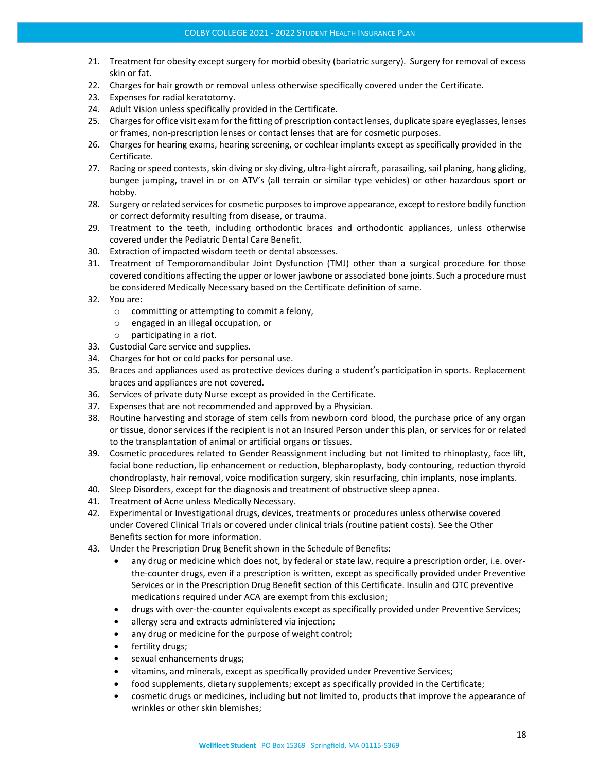21. Treatment for obesity except surgery for morbid obesity (bariatric surgery). Surgery for removal of excess skin or fat.
22. Charges for hair growth or removal unless otherwise specifically covered under the Certificate.
23. Expenses for radial keratotomy.
24. Adult Vision unless specifically provided in the Certificate.
25. Charges for office visit exam for the fitting of prescription contact lenses, duplicate spare eyeglasses, lenses or frames, non-prescription lenses or contact lenses that are for cosmetic purposes.
26. Charges for hearing exams, hearing screening, or cochlear implants except as specifically provided in the Certificate.
27. Racing or speed contests, skin diving or sky diving, ultra-light aircraft, parasailing, sail planing, hang gliding, bungee jumping, travel in or on ATV's (all terrain or similar type vehicles) or other hazardous sport or hobby.
28. Surgery or related services for cosmetic purposes to improve appearance, except to restore bodily function or correct deformity resulting from disease, or trauma.
29. Treatment to the teeth, including orthodontic braces and orthodontic appliances, unless otherwise covered under the Pediatric Dental Care Benefit.
30. Extraction of impacted wisdom teeth or dental abscesses.
31. Treatment of Temporomandibular Joint Dysfunction (TMJ) other than a surgical procedure for those covered conditions affecting the upper or lower jawbone or associated bone joints. Such a procedure must be considered Medically Necessary based on the Certificate definition of same.
32. You are:
    - committing or attempting to commit a felony,
    - engaged in an illegal occupation, or
    - participating in a riot.
33. Custodial Care service and supplies.
34. Charges for hot or cold packs for personal use.
35. Braces and appliances used as protective devices during a student's participation in sports. Replacement braces and appliances are not covered.
36. Services of private duty Nurse except as provided in the Certificate.
37. Expenses that are not recommended and approved by a Physician.
38. Routine harvesting and storage of stem cells from newborn cord blood, the purchase price of any organ or tissue, donor services if the recipient is not an Insured Person under this plan, or services for or related to the transplantation of animal or artificial organs or tissues.
39. Cosmetic procedures related to Gender Reassignment including but not limited to rhinoplasty, face lift, facial bone reduction, lip enhancement or reduction, blepharoplasty, body contouring, reduction thyroid chondroplasty, hair removal, voice modification surgery, skin resurfacing, chin implants, nose implants.
40. Sleep Disorders, except for the diagnosis and treatment of obstructive sleep apnea.
41. Treatment of Acne unless Medically Necessary.
42. Experimental or Investigational drugs, devices, treatments or procedures unless otherwise covered under Covered Clinical Trials or covered under clinical trials (routine patient costs). See the Other Benefits section for more information.
43. Under the Prescription Drug Benefit shown in the Schedule of Benefits:
    - any drug or medicine which does not, by federal or state law, require a prescription order, i.e. over-the-counter drugs, even if a prescription is written, except as specifically provided under Preventive Services or in the Prescription Drug Benefit section of this Certificate. Insulin and OTC preventive medications required under ACA are exempt from this exclusion;
    - drugs with over-the-counter equivalents except as specifically provided under Preventive Services;
    - allergy sera and extracts administered via injection;
    - any drug or medicine for the purpose of weight control;
    - fertility drugs;
    - sexual enhancements drugs;
    - vitamins, and minerals, except as specifically provided under Preventive Services;
    - food supplements, dietary supplements; except as specifically provided in the Certificate;
    - cosmetic drugs or medicines, including but not limited to, products that improve the appearance of wrinkles or other skin blemishes;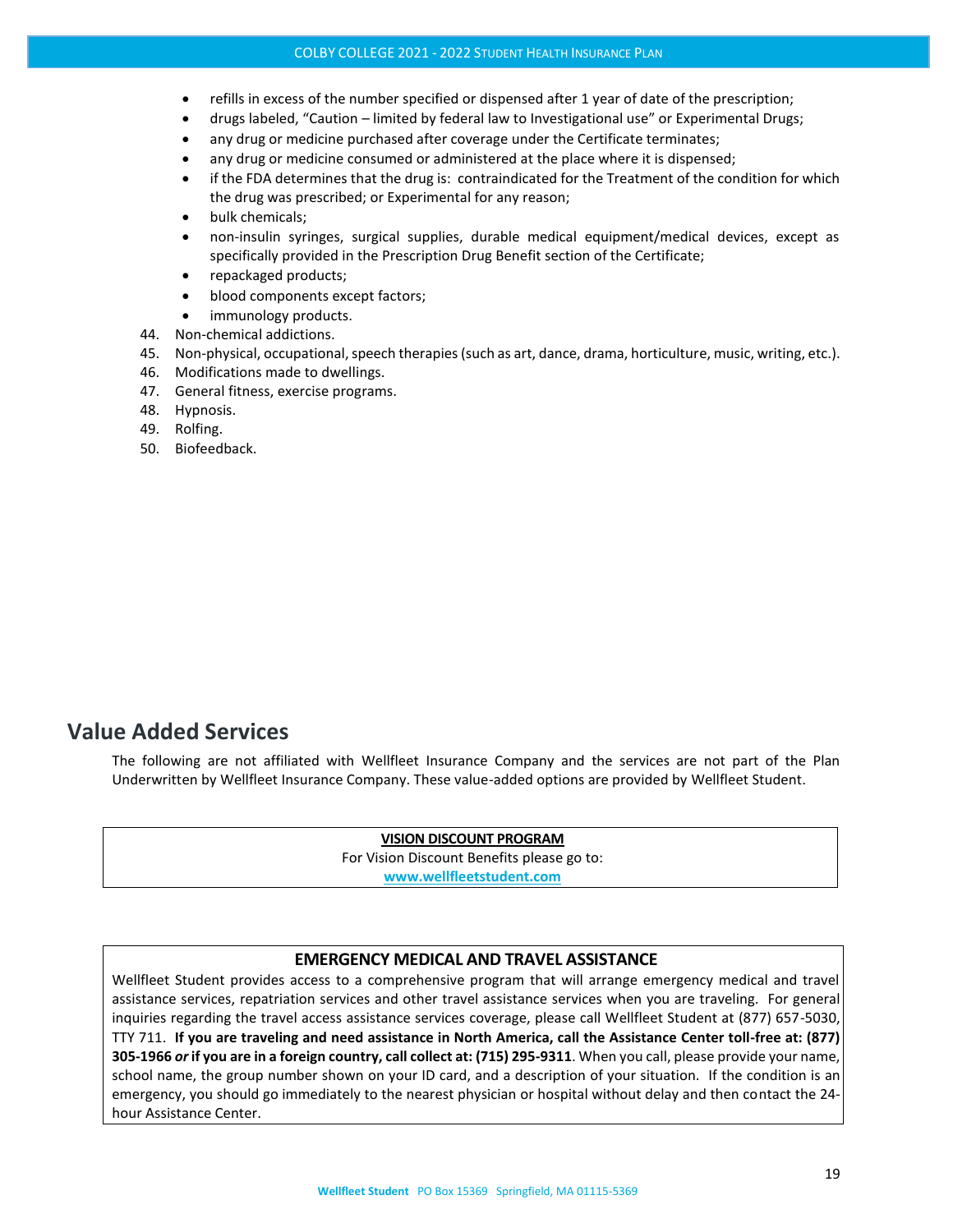- refills in excess of the number specified or dispensed after 1 year of date of the prescription;
- drugs labeled, "Caution – limited by federal law to Investigational use" or Experimental Drugs;
- any drug or medicine purchased after coverage under the Certificate terminates;
- any drug or medicine consumed or administered at the place where it is dispensed;
- if the FDA determines that the drug is: contraindicated for the Treatment of the condition for which the drug was prescribed; or Experimental for any reason;
- bulk chemicals;
- non-insulin syringes, surgical supplies, durable medical equipment/medical devices, except as specifically provided in the Prescription Drug Benefit section of the Certificate;
- repackaged products;
- blood components except factors;
- immunology products.

44. Non-chemical addictions.
45. Non-physical, occupational, speech therapies (such as art, dance, drama, horticulture, music, writing, etc.).
46. Modifications made to dwellings.
47. General fitness, exercise programs.
48. Hypnosis.
49. Rolfing.
50. Biofeedback.

## Value Added Services

The following are not affiliated with Wellfleet Insurance Company and the services are not part of the Plan Underwritten by Wellfleet Insurance Company. These value-added options are provided by Wellfleet Student.

**VISION DISCOUNT PROGRAM**

For Vision Discount Benefits please go to:

**www.wellfleetstudent.com**

**EMERGENCY MEDICAL AND TRAVEL ASSISTANCE**

Wellfleet Student provides access to a comprehensive program that will arrange emergency medical and travel assistance services, repatriation services and other travel assistance services when you are traveling. For general inquiries regarding the travel access assistance services coverage, please call Wellfleet Student at (877) 657-5030, TTY 711. **If you are traveling and need assistance in North America, call the Assistance Center toll-free at: (877) 305-1966 *or* if you are in a foreign country, call collect at: (715) 295-9311**. When you call, please provide your name, school name, the group number shown on your ID card, and a description of your situation. If the condition is an emergency, you should go immediately to the nearest physician or hospital without delay and then contact the 24-hour Assistance Center.